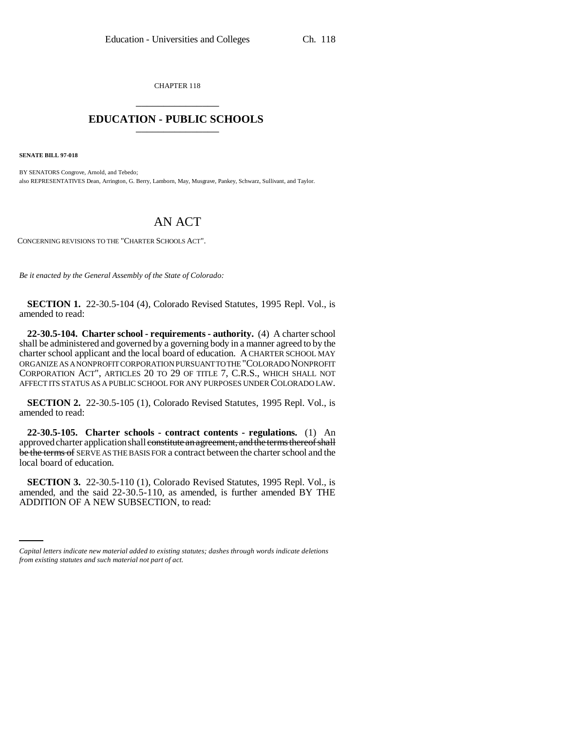CHAPTER 118

# EDUCATION - PUBLIC SCHOOLS

**SENATE BILL 97-018**

BY SENATORS Congrove, Arnold, and Tebedo;
also REPRESENTATIVES Dean, Arrington, G. Berry, Lamborn, May, Musgrave, Pankey, Schwarz, Sullivant, and Taylor.

## AN ACT

CONCERNING REVISIONS TO THE "CHARTER SCHOOLS ACT".

*Be it enacted by the General Assembly of the State of Colorado:*

**SECTION 1.** 22-30.5-104 (4), Colorado Revised Statutes, 1995 Repl. Vol., is amended to read:

**22-30.5-104. Charter school - requirements - authority.** (4) A charter school shall be administered and governed by a governing body in a manner agreed to by the charter school applicant and the local board of education. A CHARTER SCHOOL MAY ORGANIZE AS A NONPROFIT CORPORATION PURSUANT TO THE "COLORADO NONPROFIT CORPORATION ACT", ARTICLES 20 TO 29 OF TITLE 7, C.R.S., WHICH SHALL NOT AFFECT ITS STATUS AS A PUBLIC SCHOOL FOR ANY PURPOSES UNDER COLORADO LAW.

**SECTION 2.** 22-30.5-105 (1), Colorado Revised Statutes, 1995 Repl. Vol., is amended to read:

**22-30.5-105. Charter schools - contract contents - regulations.** (1) An approved charter application shall ~~constitute an agreement, and the terms thereof shall be the terms of~~ SERVE AS THE BASIS FOR a contract between the charter school and the local board of education.

**SECTION 3.** 22-30.5-110 (1), Colorado Revised Statutes, 1995 Repl. Vol., is amended, and the said 22-30.5-110, as amended, is further amended BY THE ADDITION OF A NEW SUBSECTION, to read:

*Capital letters indicate new material added to existing statutes; dashes through words indicate deletions from existing statutes and such material not part of act.*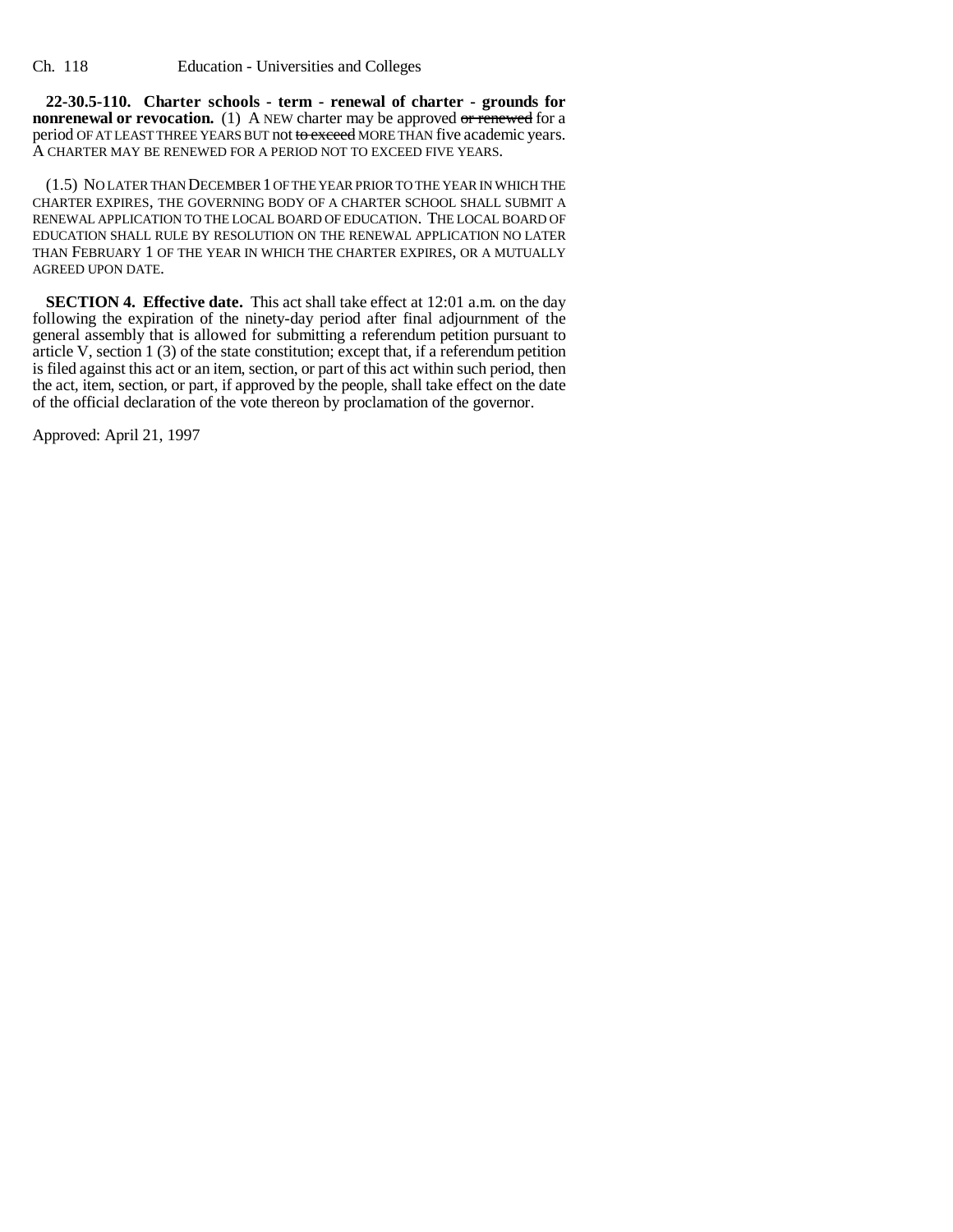**22-30.5-110. Charter schools - term - renewal of charter - grounds for nonrenewal or revocation.** (1) A NEW charter may be approved ~~or renewed~~ for a period OF AT LEAST THREE YEARS BUT not ~~to exceed~~ MORE THAN five academic years. A CHARTER MAY BE RENEWED FOR A PERIOD NOT TO EXCEED FIVE YEARS.

(1.5) NO LATER THAN DECEMBER 1 OF THE YEAR PRIOR TO THE YEAR IN WHICH THE CHARTER EXPIRES, THE GOVERNING BODY OF A CHARTER SCHOOL SHALL SUBMIT A RENEWAL APPLICATION TO THE LOCAL BOARD OF EDUCATION. THE LOCAL BOARD OF EDUCATION SHALL RULE BY RESOLUTION ON THE RENEWAL APPLICATION NO LATER THAN FEBRUARY 1 OF THE YEAR IN WHICH THE CHARTER EXPIRES, OR A MUTUALLY AGREED UPON DATE.

**SECTION 4. Effective date.** This act shall take effect at 12:01 a.m. on the day following the expiration of the ninety-day period after final adjournment of the general assembly that is allowed for submitting a referendum petition pursuant to article V, section 1 (3) of the state constitution; except that, if a referendum petition is filed against this act or an item, section, or part of this act within such period, then the act, item, section, or part, if approved by the people, shall take effect on the date of the official declaration of the vote thereon by proclamation of the governor.

Approved: April 21, 1997